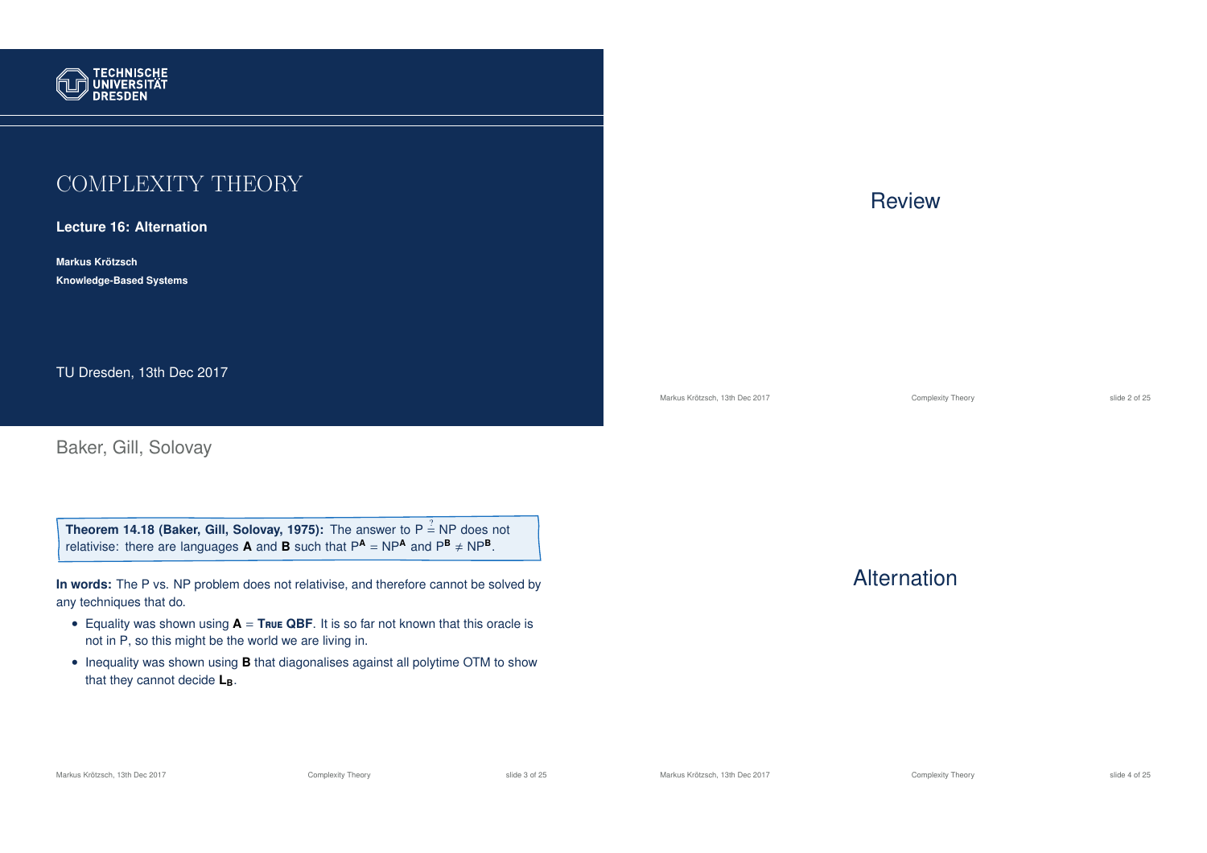# COMPLEXITY THEORY

**Lecture 16: Alternation**

**Markus Krötzsch**

**Knowledge-Based Systems**

TU Dresden, 13th Dec 2017

# Review

## Baker, Gill, Solovay

**Theorem 14.18 (Baker, Gill, Solovay, 1975):** The answer to $\mathsf{P} \stackrel{?}{=} \mathsf{NP}$ does not relativise: there are languages **A** and **B** such that $\mathsf{P}^{\mathbf{A}} = \mathsf{NP}^{\mathbf{A}}$ and $\mathsf{P}^{\mathbf{B}} \neq \mathsf{NP}^{\mathbf{B}}$.

**In words:** The P vs. NP problem does not relativise, and therefore cannot be solved by any techniques that do.

- Equality was shown using **A** = **True QBF**. It is so far not known that this oracle is not in P, so this might be the world we are living in.
- Inequality was shown using **B** that diagonalises against all polytime OTM to show that they cannot decide $\mathbf{L_B}$.

# Alternation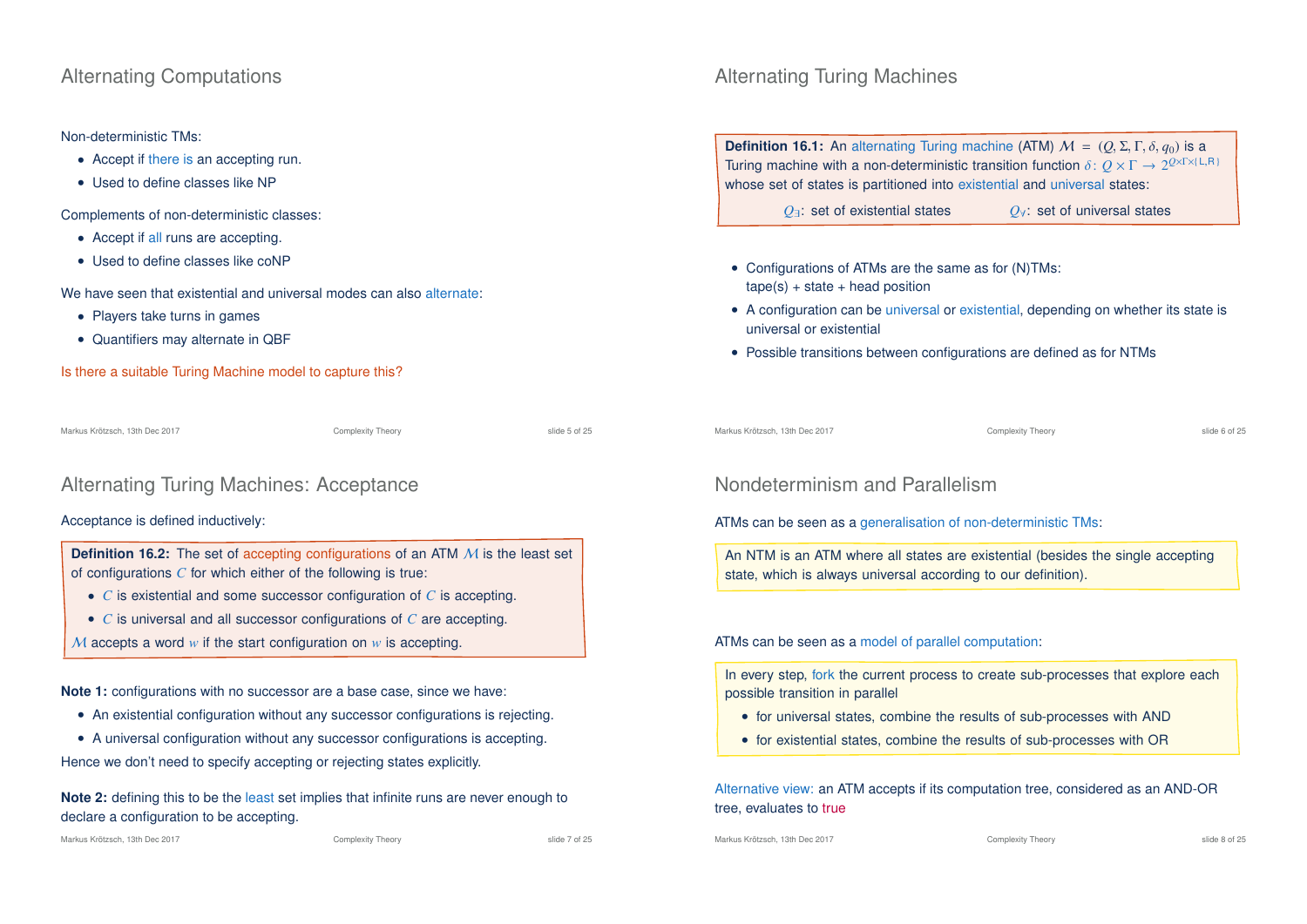## Alternating Computations

Non-deterministic TMs:

- Accept if there is an accepting run.
- Used to define classes like NP

Complements of non-deterministic classes:

- Accept if all runs are accepting.
- Used to define classes like coNP

We have seen that existential and universal modes can also alternate:

- Players take turns in games
- Quantifiers may alternate in QBF

Is there a suitable Turing Machine model to capture this?

## Alternating Turing Machines

**Definition 16.1:** An alternating Turing machine (ATM) $\mathcal{M} = (Q, \Sigma, \Gamma, \delta, q_0)$ is a Turing machine with a non-deterministic transition function $\delta : Q \times \Gamma \to 2^{Q \times \Gamma \times \{L,R\}}$ whose set of states is partitioned into existential and universal states:

$Q_\exists$: set of existential states $\qquad$ $Q_\forall$: set of universal states

- Configurations of ATMs are the same as for (N)TMs: tape(s) + state + head position
- A configuration can be universal or existential, depending on whether its state is universal or existential
- Possible transitions between configurations are defined as for NTMs

## Alternating Turing Machines: Acceptance

Acceptance is defined inductively:

**Definition 16.2:** The set of accepting configurations of an ATM $\mathcal{M}$ is the least set of configurations $C$ for which either of the following is true:

- $C$ is existential and some successor configuration of $C$ is accepting.
- $C$ is universal and all successor configurations of $C$ are accepting.

$\mathcal{M}$ accepts a word $w$ if the start configuration on $w$ is accepting.

**Note 1:** configurations with no successor are a base case, since we have:

- An existential configuration without any successor configurations is rejecting.
- A universal configuration without any successor configurations is accepting.

Hence we don't need to specify accepting or rejecting states explicitly.

**Note 2:** defining this to be the least set implies that infinite runs are never enough to declare a configuration to be accepting.

## Nondeterminism and Parallelism

ATMs can be seen as a generalisation of non-deterministic TMs:

An NTM is an ATM where all states are existential (besides the single accepting state, which is always universal according to our definition).

ATMs can be seen as a model of parallel computation:

In every step, fork the current process to create sub-processes that explore each possible transition in parallel

- for universal states, combine the results of sub-processes with AND
- for existential states, combine the results of sub-processes with OR

Alternative view: an ATM accepts if its computation tree, considered as an AND-OR tree, evaluates to true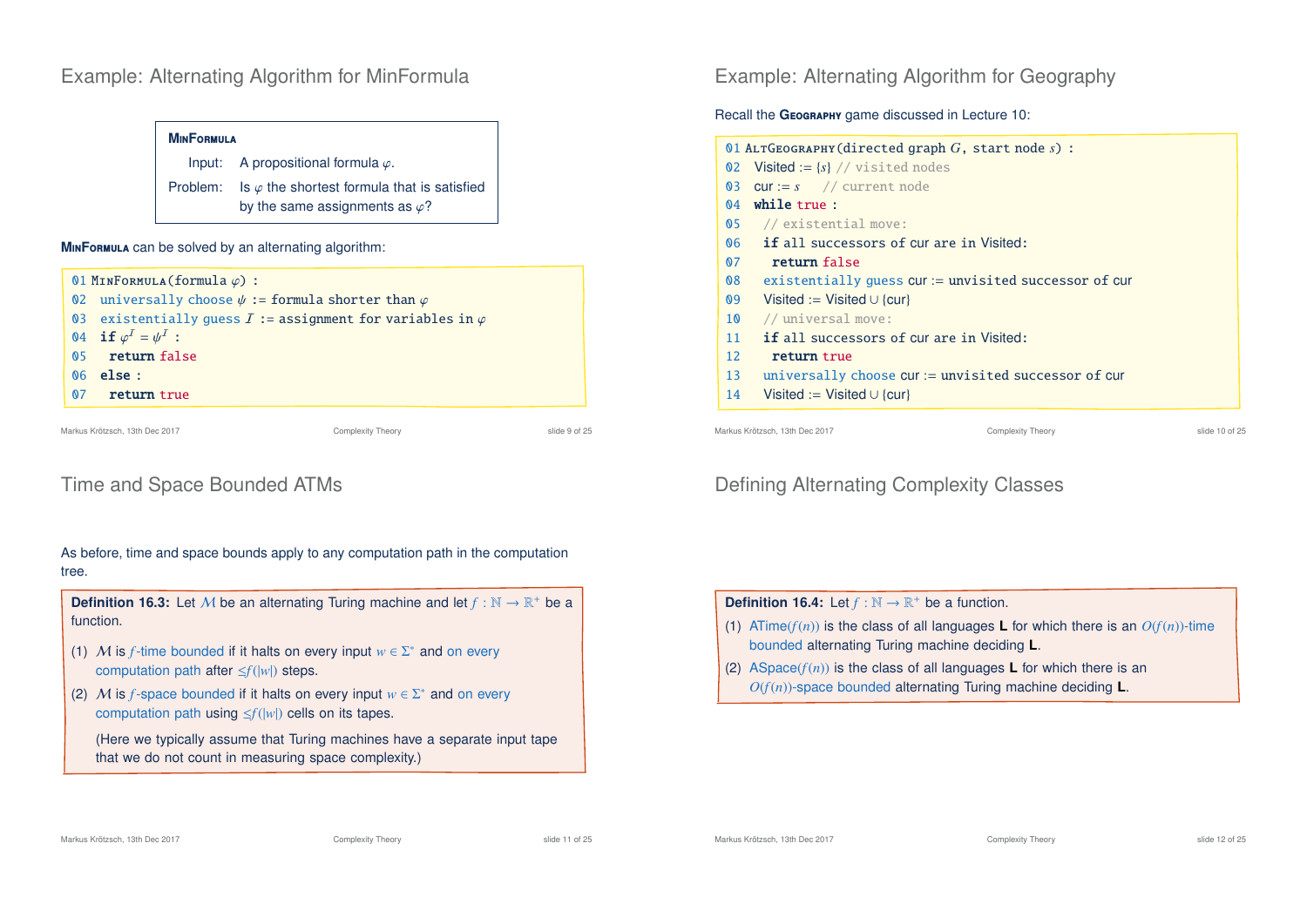## Example: Alternating Algorithm for MinFormula

**MinFormula**

Input: A propositional formula $\varphi$.

Problem: Is $\varphi$ the shortest formula that is satisfied by the same assignments as $\varphi$?

**MinFormula** can be solved by an alternating algorithm:

```
01 MinFormula(formula φ) :
02   universally choose ψ := formula shorter than φ
03   existentially guess I := assignment for variables in φ
04   if φ^I = ψ^I :
05     return false
06   else :
07     return true
```

## Example: Alternating Algorithm for Geography

Recall the **Geography** game discussed in Lecture 10:

```
01 AltGeography(directed graph G, start node s) :
02   Visited := {s} // visited nodes
03   cur := s     // current node
04   while true :
05     // existential move:
06     if all successors of cur are in Visited:
07       return false
08     existentially guess cur := unvisited successor of cur
09     Visited := Visited ∪ {cur}
10     // universal move:
11     if all successors of cur are in Visited:
12       return true
13     universally choose cur := unvisited successor of cur
14     Visited := Visited ∪ {cur}
```

## Time and Space Bounded ATMs

As before, time and space bounds apply to any computation path in the computation tree.

**Definition 16.3:** Let $\mathcal{M}$ be an alternating Turing machine and let $f : \mathbb{N} \to \mathbb{R}^+$ be a function.

(1) $\mathcal{M}$ is $f$-time bounded if it halts on every input $w \in \Sigma^*$ and on every computation path after $\leq f(|w|)$ steps.

(2) $\mathcal{M}$ is $f$-space bounded if it halts on every input $w \in \Sigma^*$ and on every computation path using $\leq f(|w|)$ cells on its tapes.

(Here we typically assume that Turing machines have a separate input tape that we do not count in measuring space complexity.)

## Defining Alternating Complexity Classes

**Definition 16.4:** Let $f : \mathbb{N} \to \mathbb{R}^+$ be a function.

(1) ATime($f(n)$) is the class of all languages **L** for which there is an $O(f(n))$-time bounded alternating Turing machine deciding **L**.

(2) ASpace($f(n)$) is the class of all languages **L** for which there is an $O(f(n))$-space bounded alternating Turing machine deciding **L**.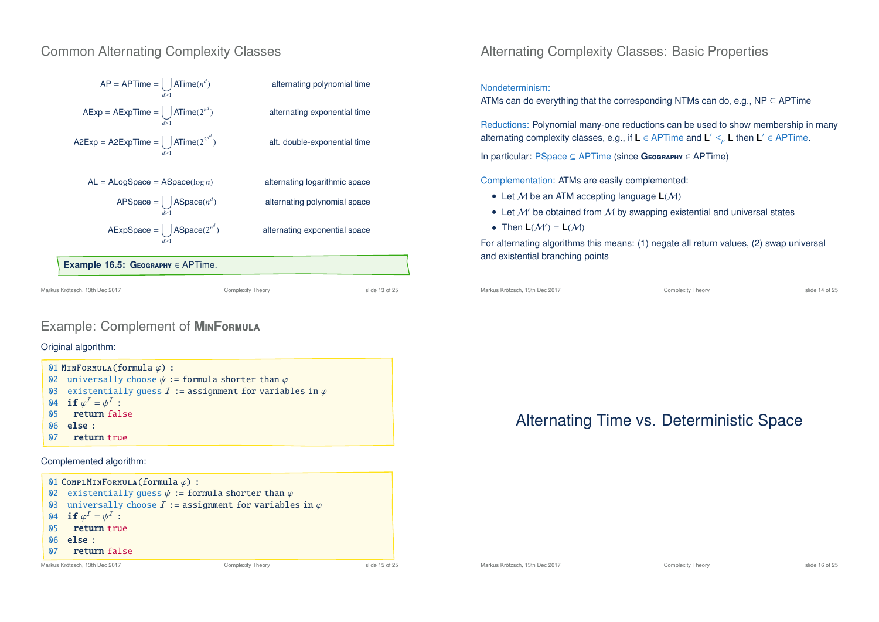## Common Alternating Complexity Classes

| | |
|---|---|
| $\text{AP} = \text{APTime} = \bigcup_{d\geq 1} \text{ATime}(n^d)$ | alternating polynomial time |
| $\text{AExp} = \text{AExpTime} = \bigcup_{d\geq 1} \text{ATime}(2^{n^d})$ | alternating exponential time |
| $\text{A2Exp} = \text{A2ExpTime} = \bigcup_{d\geq 1} \text{ATime}(2^{2^{n^d}})$ | alt. double-exponential time |
| $\text{AL} = \text{ALogSpace} = \text{ASpace}(\log n)$ | alternating logarithmic space |
| $\text{APSpace} = \bigcup_{d\geq 1} \text{ASpace}(n^d)$ | alternating polynomial space |
| $\text{AExpSpace} = \bigcup_{d\geq 1} \text{ASpace}(2^{n^d})$ | alternating exponential space |

**Example 16.5:** **Geography** $\in$ APTime.

## Alternating Complexity Classes: Basic Properties

Nondeterminism:
ATMs can do everything that the corresponding NTMs can do, e.g., NP $\subseteq$ APTime

Reductions: Polynomial many-one reductions can be used to show membership in many alternating complexity classes, e.g., if $\mathbf{L} \in$ APTime and $\mathbf{L}' \leq_p \mathbf{L}$ then $\mathbf{L}' \in$ APTime.

In particular: PSpace $\subseteq$ APTime (since **Geography** $\in$ APTime)

Complementation: ATMs are easily complemented:

- Let $\mathcal{M}$ be an ATM accepting language $\mathbf{L}(\mathcal{M})$
- Let $\mathcal{M}'$ be obtained from $\mathcal{M}$ by swapping existential and universal states
- Then $\mathbf{L}(\mathcal{M}') = \overline{\mathbf{L}(\mathcal{M})}$

For alternating algorithms this means: (1) negate all return values, (2) swap universal and existential branching points

## Example: Complement of MinFormula

Original algorithm:

```
01 MinFormula(formula φ) :
02   universally choose ψ := formula shorter than φ
03   existentially guess I := assignment for variables in φ
04   if φ^I = ψ^I :
05     return false
06   else :
07     return true
```

Complemented algorithm:

```
01 ComplMinFormula(formula φ) :
02   existentially guess ψ := formula shorter than φ
03   universally choose I := assignment for variables in φ
04   if φ^I = ψ^I :
05     return true
06   else :
07     return false
```

# Alternating Time vs. Deterministic Space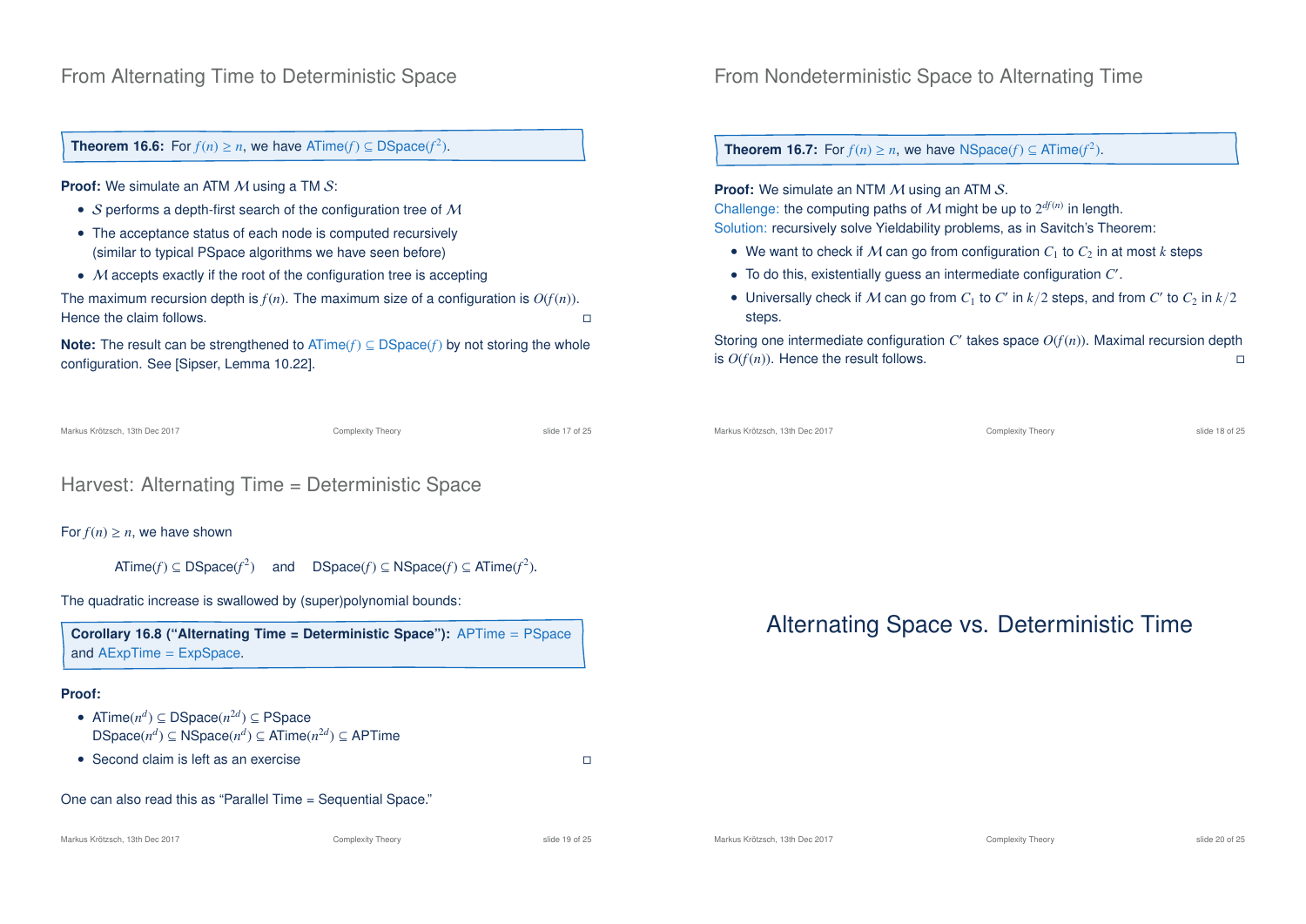## From Alternating Time to Deterministic Space

**Theorem 16.6:** For $f(n) \geq n$, we have $\mathsf{ATime}(f) \subseteq \mathsf{DSpace}(f^2)$.

**Proof:** We simulate an ATM $\mathcal{M}$ using a TM $\mathcal{S}$:

- $\mathcal{S}$ performs a depth-first search of the configuration tree of $\mathcal{M}$
- The acceptance status of each node is computed recursively (similar to typical PSpace algorithms we have seen before)
- $\mathcal{M}$ accepts exactly if the root of the configuration tree is accepting

The maximum recursion depth is $f(n)$. The maximum size of a configuration is $O(f(n))$. Hence the claim follows. □

**Note:** The result can be strengthened to $\mathsf{ATime}(f) \subseteq \mathsf{DSpace}(f)$ by not storing the whole configuration. See [Sipser, Lemma 10.22].

## From Nondeterministic Space to Alternating Time

**Theorem 16.7:** For $f(n) \geq n$, we have $\mathsf{NSpace}(f) \subseteq \mathsf{ATime}(f^2)$.

**Proof:** We simulate an NTM $\mathcal{M}$ using an ATM $\mathcal{S}$.
Challenge: the computing paths of $\mathcal{M}$ might be up to $2^{df(n)}$ in length.
Solution: recursively solve Yieldability problems, as in Savitch's Theorem:

- We want to check if $\mathcal{M}$ can go from configuration $C_1$ to $C_2$ in at most $k$ steps
- To do this, existentially guess an intermediate configuration $C'$.
- Universally check if $\mathcal{M}$ can go from $C_1$ to $C'$ in $k/2$ steps, and from $C'$ to $C_2$ in $k/2$ steps.

Storing one intermediate configuration $C'$ takes space $O(f(n))$. Maximal recursion depth is $O(f(n))$. Hence the result follows. □

## Harvest: Alternating Time = Deterministic Space

For $f(n) \geq n$, we have shown

$$\mathsf{ATime}(f) \subseteq \mathsf{DSpace}(f^2) \quad \text{and} \quad \mathsf{DSpace}(f) \subseteq \mathsf{NSpace}(f) \subseteq \mathsf{ATime}(f^2).$$

The quadratic increase is swallowed by (super)polynomial bounds:

**Corollary 16.8 ("Alternating Time = Deterministic Space"):** APTime = PSpace and AExpTime = ExpSpace.

**Proof:**

- $\mathsf{ATime}(n^d) \subseteq \mathsf{DSpace}(n^{2d}) \subseteq \mathsf{PSpace}$
  $\mathsf{DSpace}(n^d) \subseteq \mathsf{NSpace}(n^d) \subseteq \mathsf{ATime}(n^{2d}) \subseteq \mathsf{APTime}$
- Second claim is left as an exercise □

One can also read this as "Parallel Time = Sequential Space."

# Alternating Space vs. Deterministic Time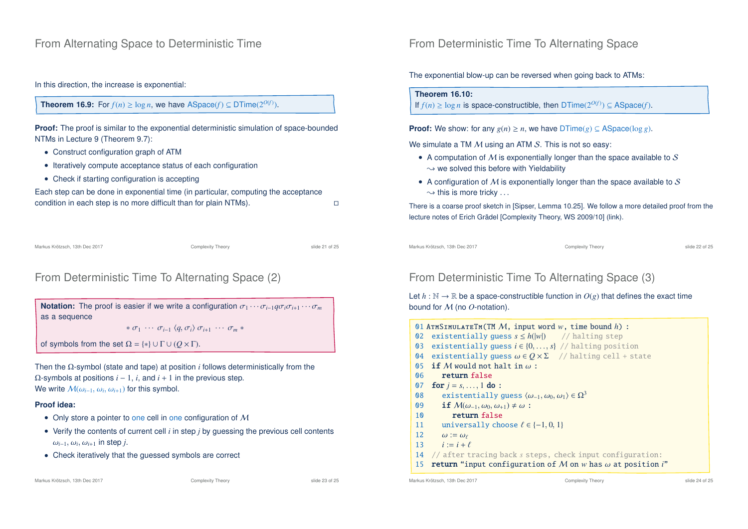## From Alternating Space to Deterministic Time

In this direction, the increase is exponential:

**Theorem 16.9:** For $f(n) \geq \log n$, we have $\text{ASpace}(f) \subseteq \text{DTime}(2^{O(f)})$.

**Proof:** The proof is similar to the exponential deterministic simulation of space-bounded NTMs in Lecture 9 (Theorem 9.7):

- Construct configuration graph of ATM
- Iteratively compute acceptance status of each configuration
- Check if starting configuration is accepting

Each step can be done in exponential time (in particular, computing the acceptance condition in each step is no more difficult than for plain NTMs). □

## From Deterministic Time To Alternating Space

The exponential blow-up can be reversed when going back to ATMs:

**Theorem 16.10:**
If $f(n) \geq \log n$ is space-constructible, then $\text{DTime}(2^{O(f)}) \subseteq \text{ASpace}(f)$.

**Proof:** We show: for any $g(n) \geq n$, we have $\text{DTime}(g) \subseteq \text{ASpace}(\log g)$.

We simulate a TM $\mathcal{M}$ using an ATM $\mathcal{S}$. This is not so easy:

- A computation of $\mathcal{M}$ is exponentially longer than the space available to $\mathcal{S}$
  $\rightsquigarrow$ we solved this before with Yieldability
- A configuration of $\mathcal{M}$ is exponentially longer than the space available to $\mathcal{S}$
  $\rightsquigarrow$ this is more tricky ...

There is a coarse proof sketch in [Sipser, Lemma 10.25]. We follow a more detailed proof from the lecture notes of Erich Grädel [Complexity Theory, WS 2009/10] (link).

## From Deterministic Time To Alternating Space (2)

**Notation:** The proof is easier if we write a configuration $\sigma_1 \cdots \sigma_{i-1} q \sigma_i \sigma_{i+1} \cdots \sigma_m$ as a sequence

$$* \; \sigma_1 \; \cdots \; \sigma_{i-1} \; \langle q, \sigma_i \rangle \; \sigma_{i+1} \; \cdots \; \sigma_m \; *$$

of symbols from the set $\Omega = \{*\} \cup \Gamma \cup (Q \times \Gamma)$.

Then the $\Omega$-symbol (state and tape) at position $i$ follows deterministically from the $\Omega$-symbols at positions $i-1$, $i$, and $i+1$ in the previous step.
We write $\mathcal{M}(\omega_{i-1}, \omega_i, \omega_{i+1})$ for this symbol.

**Proof idea:**

- Only store a pointer to one cell in one configuration of $\mathcal{M}$
- Verify the contents of current cell $i$ in step $j$ by guessing the previous cell contents $\omega_{i-1}, \omega_i, \omega_{i+1}$ in step $j$.
- Check iteratively that the guessed symbols are correct

## From Deterministic Time To Alternating Space (3)

Let $h : \mathbb{N} \to \mathbb{R}$ be a space-constructible function in $O(g)$ that defines the exact time bound for $\mathcal{M}$ (no $O$-notation).

```
01 AtmSimulateTm(TM M, input word w, time bound h) :
02   existentially guess s ≤ h(|w|)      // halting step
03   existentially guess i ∈ {0,...,s}   // halting position
04   existentially guess ω ∈ Q × Σ       // halting cell + state
05   if M would not halt in ω :
06     return false
07   for j = s,...,1 do :
08     existentially guess ⟨ω_{-1}, ω_0, ω_{+1}⟩ ∈ Ω³
09     if M(ω_{-1}, ω_0, ω_{+1}) ≠ ω :
10       return false
11     universally choose ℓ ∈ {-1, 0, 1}
12     ω := ω_ℓ
13     i := i + ℓ
14   // after tracing back s steps, check input configuration:
15   return "input configuration of M on w has ω at position i"
```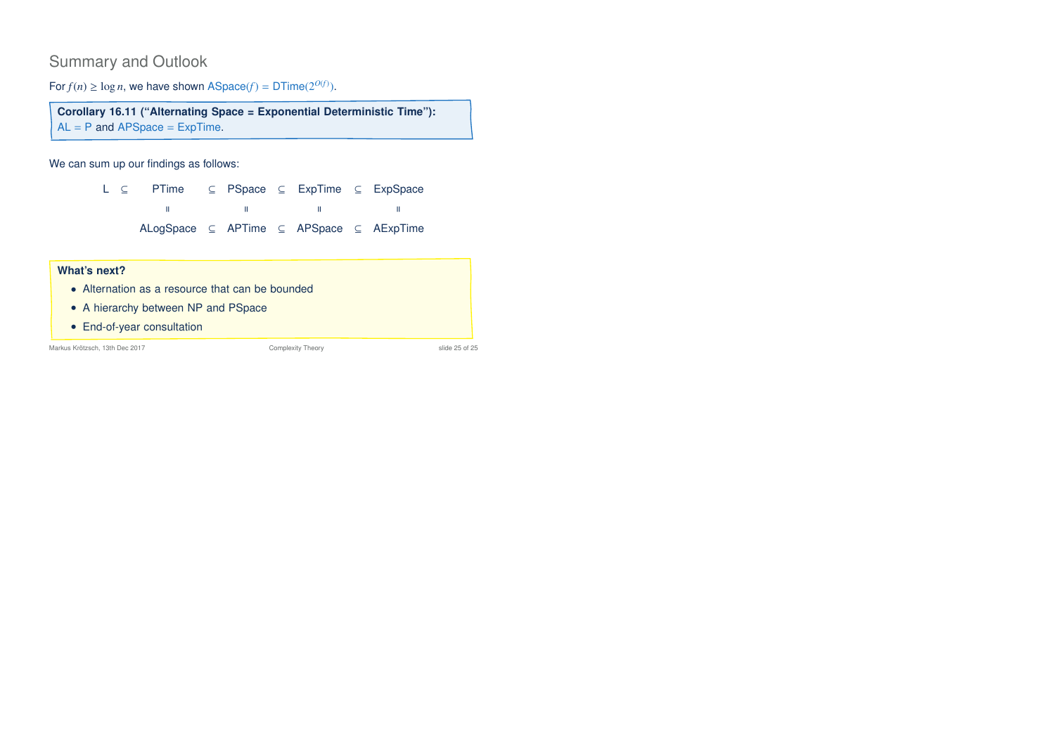# Summary and Outlook

For $f(n) \geq \log n$, we have shown $\mathsf{ASpace}(f) = \mathsf{DTime}(2^{O(f)})$.

**Corollary 16.11 ("Alternating Space = Exponential Deterministic Time"):**
AL = P and APSpace = ExpTime.

We can sum up our findings as follows:

$$
\begin{array}{ccccccccc}
\mathsf{L} & \subseteq & \mathsf{PTime} & \subseteq & \mathsf{PSpace} & \subseteq & \mathsf{ExpTime} & \subseteq & \mathsf{ExpSpace} \\
 & & \parallel & & \parallel & & \parallel & & \parallel \\
 & & \mathsf{ALogSpace} & \subseteq & \mathsf{APTime} & \subseteq & \mathsf{APSpace} & \subseteq & \mathsf{AExpTime}
\end{array}
$$

**What's next?**

- Alternation as a resource that can be bounded
- A hierarchy between NP and PSpace
- End-of-year consultation